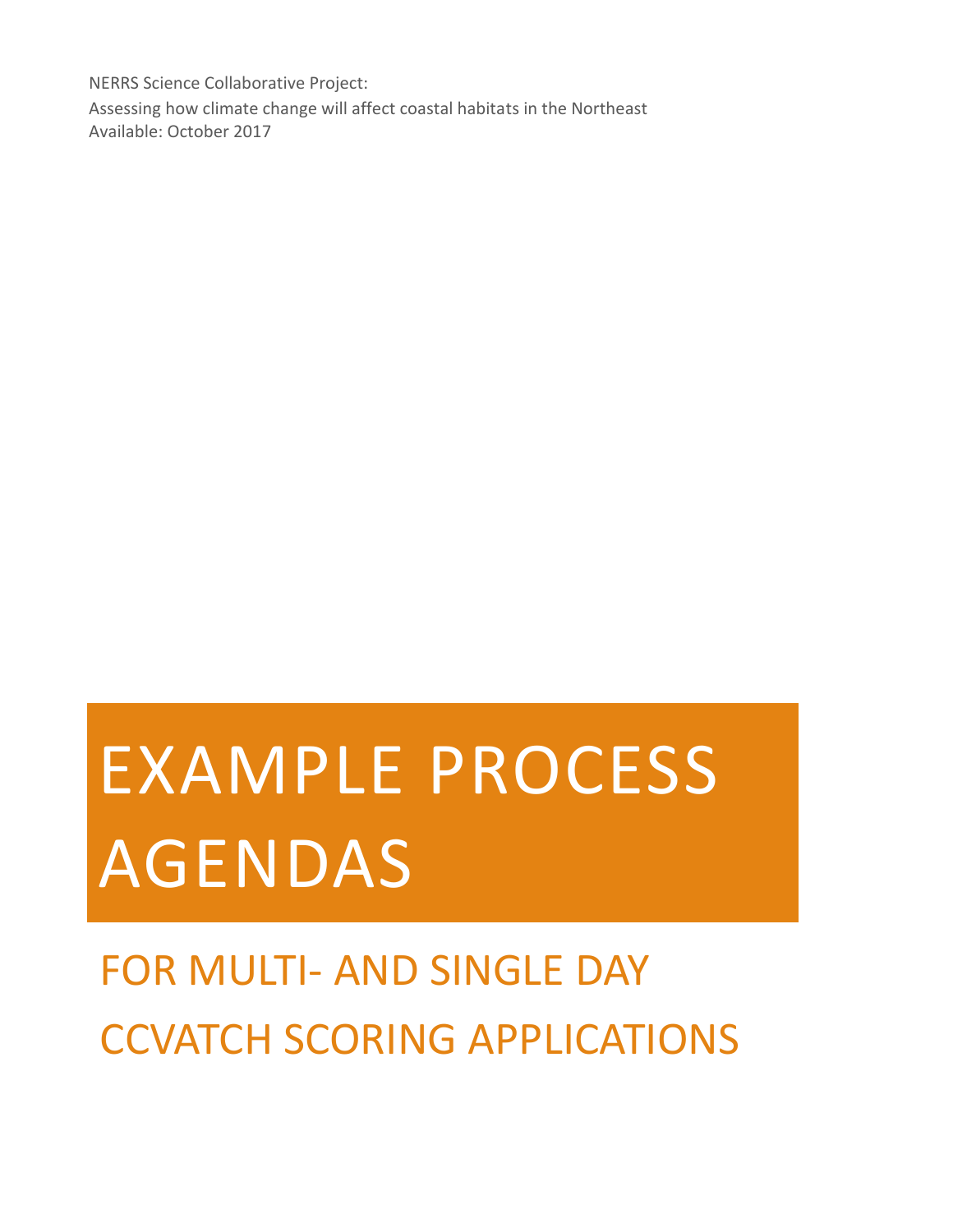NERRS Science Collaborative Project:

Assessing how climate change will affect coastal habitats in the Northeast

Available: October 2017

# EXAMPLE PROCESS AGENDAS

## FOR MULTI- AND SINGLE DAY CCVATCH SCORING APPLICATIONS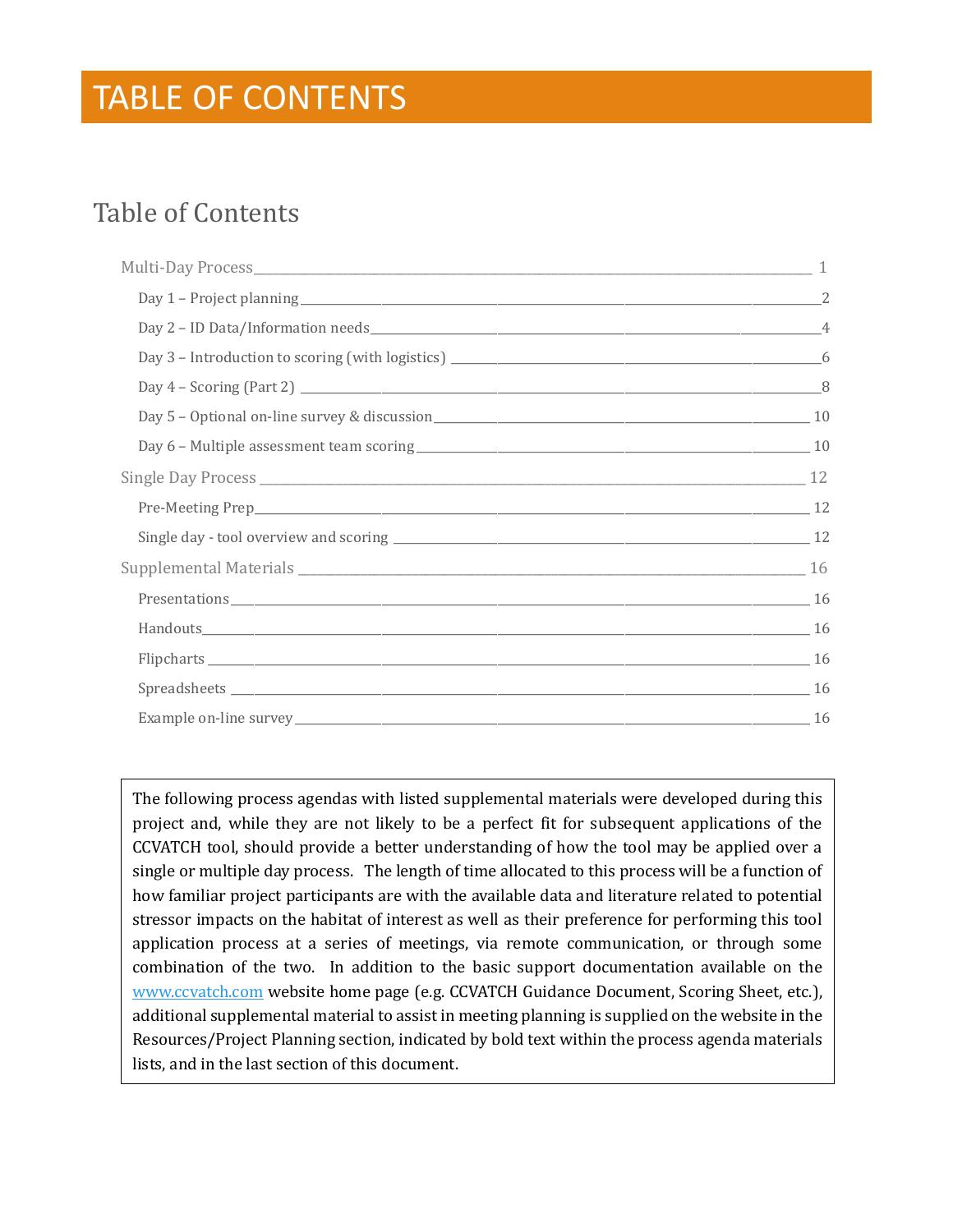# TABLE OF CONTENTS

## Table of Contents

- Multi-Day Process ______ 1
  - Day 1 – Project planning ______ 2
  - Day 2 – ID Data/Information needs ______ 4
  - Day 3 – Introduction to scoring (with logistics) ______ 6
  - Day 4 – Scoring (Part 2) ______ 8
  - Day 5 – Optional on-line survey & discussion ______ 10
  - Day 6 – Multiple assessment team scoring ______ 10
- Single Day Process ______ 12
  - Pre-Meeting Prep ______ 12
  - Single day - tool overview and scoring ______ 12
- Supplemental Materials ______ 16
  - Presentations ______ 16
  - Handouts ______ 16
  - Flipcharts ______ 16
  - Spreadsheets ______ 16
  - Example on-line survey ______ 16

> The following process agendas with listed supplemental materials were developed during this project and, while they are not likely to be a perfect fit for subsequent applications of the CCVATCH tool, should provide a better understanding of how the tool may be applied over a single or multiple day process. The length of time allocated to this process will be a function of how familiar project participants are with the available data and literature related to potential stressor impacts on the habitat of interest as well as their preference for performing this tool application process at a series of meetings, via remote communication, or through some combination of the two. In addition to the basic support documentation available on the www.ccvatch.com website home page (e.g. CCVATCH Guidance Document, Scoring Sheet, etc.), additional supplemental material to assist in meeting planning is supplied on the website in the Resources/Project Planning section, indicated by bold text within the process agenda materials lists, and in the last section of this document.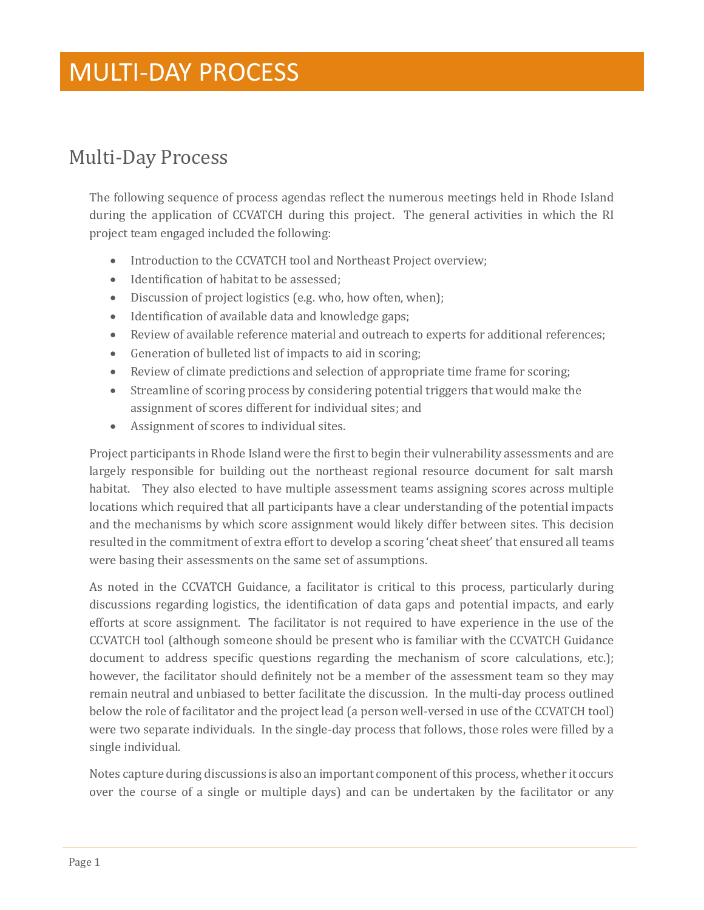// MULTI-DAY PROCESS

## Multi-Day Process

The following sequence of process agendas reflect the numerous meetings held in Rhode Island during the application of CCVATCH during this project. The general activities in which the RI project team engaged included the following:

- Introduction to the CCVATCH tool and Northeast Project overview;
- Identification of habitat to be assessed;
- Discussion of project logistics (e.g. who, how often, when);
- Identification of available data and knowledge gaps;
- Review of available reference material and outreach to experts for additional references;
- Generation of bulleted list of impacts to aid in scoring;
- Review of climate predictions and selection of appropriate time frame for scoring;
- Streamline of scoring process by considering potential triggers that would make the assignment of scores different for individual sites; and
- Assignment of scores to individual sites.

Project participants in Rhode Island were the first to begin their vulnerability assessments and are largely responsible for building out the northeast regional resource document for salt marsh habitat. They also elected to have multiple assessment teams assigning scores across multiple locations which required that all participants have a clear understanding of the potential impacts and the mechanisms by which score assignment would likely differ between sites. This decision resulted in the commitment of extra effort to develop a scoring 'cheat sheet' that ensured all teams were basing their assessments on the same set of assumptions.

As noted in the CCVATCH Guidance, a facilitator is critical to this process, particularly during discussions regarding logistics, the identification of data gaps and potential impacts, and early efforts at score assignment. The facilitator is not required to have experience in the use of the CCVATCH tool (although someone should be present who is familiar with the CCVATCH Guidance document to address specific questions regarding the mechanism of score calculations, etc.); however, the facilitator should definitely not be a member of the assessment team so they may remain neutral and unbiased to better facilitate the discussion. In the multi-day process outlined below the role of facilitator and the project lead (a person well-versed in use of the CCVATCH tool) were two separate individuals. In the single-day process that follows, those roles were filled by a single individual.

Notes capture during discussions is also an important component of this process, whether it occurs over the course of a single or multiple days) and can be undertaken by the facilitator or any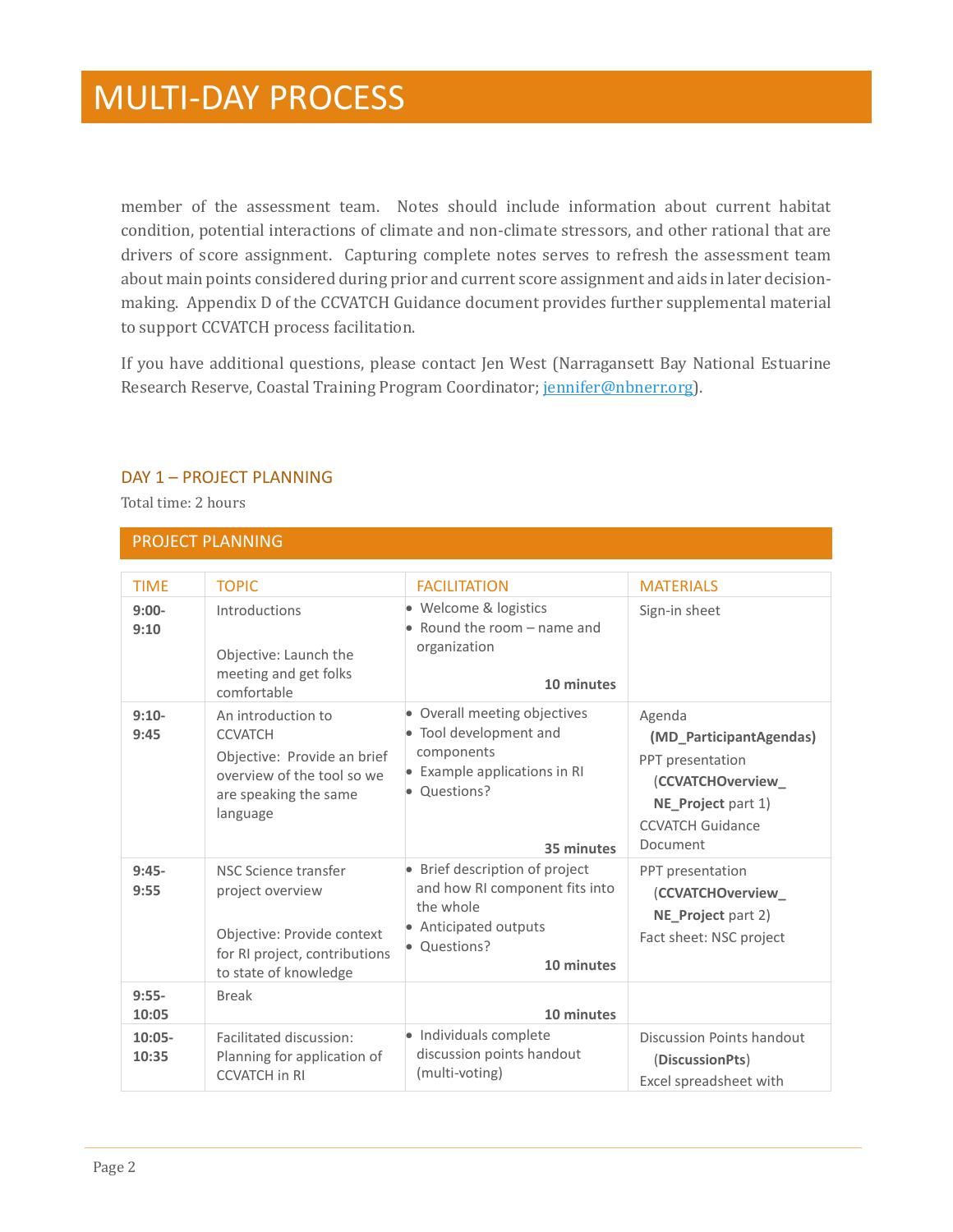# MULTI-DAY PROCESS

member of the assessment team. Notes should include information about current habitat condition, potential interactions of climate and non-climate stressors, and other rational that are drivers of score assignment. Capturing complete notes serves to refresh the assessment team about main points considered during prior and current score assignment and aids in later decision-making. Appendix D of the CCVATCH Guidance document provides further supplemental material to support CCVATCH process facilitation.

If you have additional questions, please contact Jen West (Narragansett Bay National Estuarine Research Reserve, Coastal Training Program Coordinator; jennifer@nbnerr.org).

## DAY 1 – PROJECT PLANNING

Total time: 2 hours

### PROJECT PLANNING

| TIME | TOPIC | FACILITATION | MATERIALS |
|---|---|---|---|
| **9:00-9:10** | Introductions<br><br>Objective: Launch the meeting and get folks comfortable | • Welcome & logistics<br>• Round the room – name and organization<br><br>**10 minutes** | Sign-in sheet |
| **9:10-9:45** | An introduction to CCVATCH<br>Objective: Provide an brief overview of the tool so we are speaking the same language | • Overall meeting objectives<br>• Tool development and components<br>• Example applications in RI<br>• Questions?<br><br>**35 minutes** | Agenda (**MD_ParticipantAgendas)**<br>PPT presentation (**CCVATCHOverview_NE_Project** part 1)<br>CCVATCH Guidance Document |
| **9:45-9:55** | NSC Science transfer project overview<br><br>Objective: Provide context for RI project, contributions to state of knowledge | • Brief description of project and how RI component fits into the whole<br>• Anticipated outputs<br>• Questions?<br><br>**10 minutes** | PPT presentation (**CCVATCHOverview_NE_Project** part 2)<br>Fact sheet: NSC project |
| **9:55-10:05** | Break | **10 minutes** | |
| **10:05-10:35** | Facilitated discussion: Planning for application of CCVATCH in RI | • Individuals complete discussion points handout (multi-voting) | Discussion Points handout (**DiscussionPts**)<br>Excel spreadsheet with |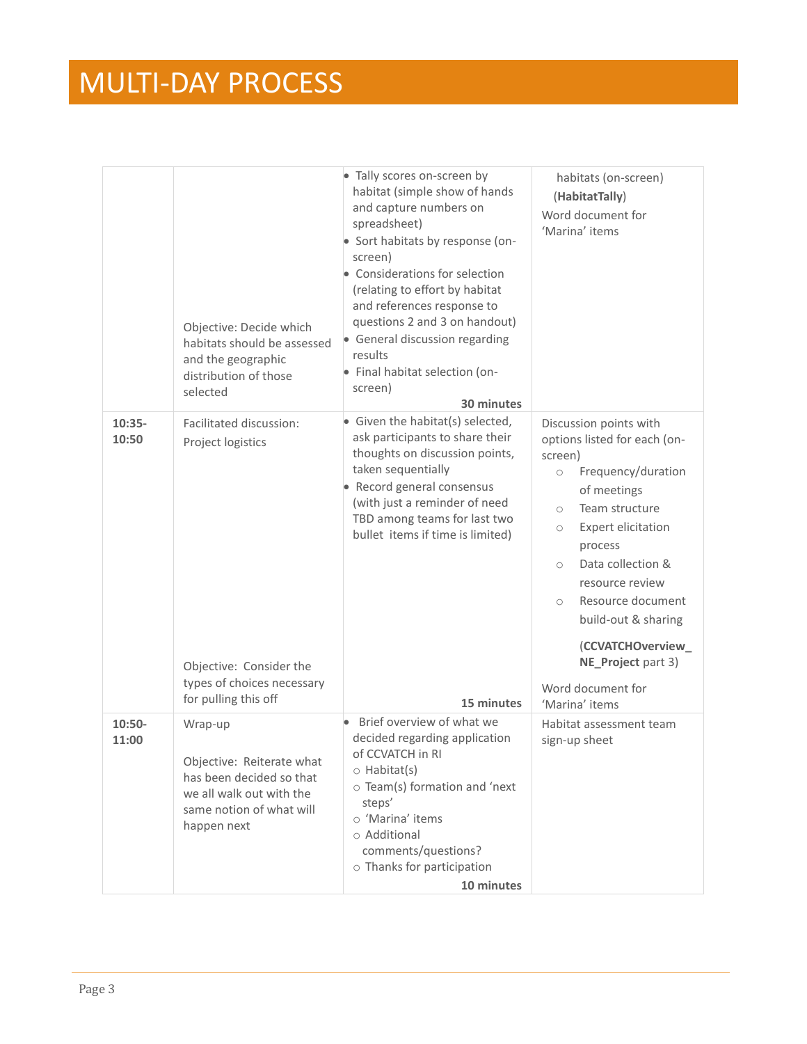# MULTI-DAY PROCESS

| | | | |
|---|---|---|---|
| | Objective: Decide which habitats should be assessed and the geographic distribution of those selected | • Tally scores on-screen by habitat (simple show of hands and capture numbers on spreadsheet)<br>• Sort habitats by response (on-screen)<br>• Considerations for selection (relating to effort by habitat and references response to questions 2 and 3 on handout)<br>• General discussion regarding results<br>• Final habitat selection (on-screen)<br>**30 minutes** | habitats (on-screen) (**HabitatTally**)<br>Word document for 'Marina' items |
| **10:35-10:50** | Facilitated discussion: Project logistics<br><br>Objective: Consider the types of choices necessary for pulling this off | • Given the habitat(s) selected, ask participants to share their thoughts on discussion points, taken sequentially<br>• Record general consensus (with just a reminder of need TBD among teams for last two bullet items if time is limited)<br>**15 minutes** | Discussion points with options listed for each (on-screen)<br>○ Frequency/duration of meetings<br>○ Team structure<br>○ Expert elicitation process<br>○ Data collection & resource review<br>○ Resource document build-out & sharing<br>(**CCVATCHOverview_NE_Project** part 3)<br>Word document for 'Marina' items |
| **10:50-11:00** | Wrap-up<br><br>Objective: Reiterate what has been decided so that we all walk out with the same notion of what will happen next | • Brief overview of what we decided regarding application of CCVATCH in RI<br>○ Habitat(s)<br>○ Team(s) formation and 'next steps'<br>○ 'Marina' items<br>○ Additional comments/questions?<br>○ Thanks for participation<br>**10 minutes** | Habitat assessment team sign-up sheet |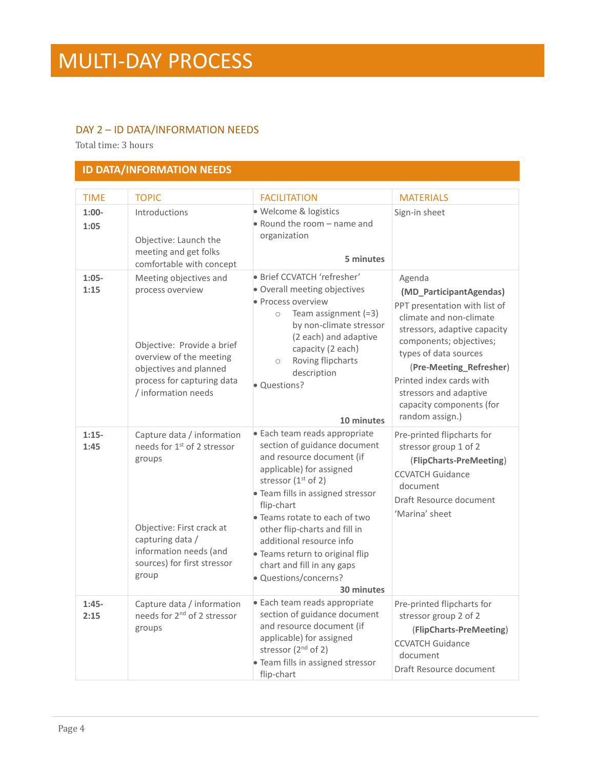# MULTI-DAY PROCESS

### DAY 2 – ID DATA/INFORMATION NEEDS

Total time: 3 hours

## ID DATA/INFORMATION NEEDS

| TIME | TOPIC | FACILITATION | MATERIALS |
|---|---|---|---|
| **1:00-1:05** | Introductions<br><br>Objective: Launch the meeting and get folks comfortable with concept | • Welcome & logistics<br>• Round the room – name and organization<br><br>**5 minutes** | Sign-in sheet |
| **1:05-1:15** | Meeting objectives and process overview<br><br>Objective: Provide a brief overview of the meeting objectives and planned process for capturing data / information needs | • Brief CCVATCH 'refresher'<br>• Overall meeting objectives<br>• Process overview<br>  ○ Team assignment (=3) by non-climate stressor (2 each) and adaptive capacity (2 each)<br>  ○ Roving flipcharts description<br>• Questions?<br><br>**10 minutes** | Agenda **(MD_ParticipantAgendas)**<br>PPT presentation with list of climate and non-climate stressors, adaptive capacity components; objectives; types of data sources (**Pre-Meeting_Refresher**)<br>Printed index cards with stressors and adaptive capacity components (for random assign.) |
| **1:15-1:45** | Capture data / information needs for 1st of 2 stressor groups<br><br>Objective: First crack at capturing data / information needs (and sources) for first stressor group | • Each team reads appropriate section of guidance document and resource document (if applicable) for assigned stressor (1st of 2)<br>• Team fills in assigned stressor flip-chart<br>• Teams rotate to each of two other flip-charts and fill in additional resource info<br>• Teams return to original flip chart and fill in any gaps<br>• Questions/concerns?<br>**30 minutes** | Pre-printed flipcharts for stressor group 1 of 2 (**FlipCharts-PreMeeting**)<br>CCVATCH Guidance document<br>Draft Resource document<br>'Marina' sheet |
| **1:45-2:15** | Capture data / information needs for 2nd of 2 stressor groups | • Each team reads appropriate section of guidance document and resource document (if applicable) for assigned stressor (2nd of 2)<br>• Team fills in assigned stressor flip-chart | Pre-printed flipcharts for stressor group 2 of 2 (**FlipCharts-PreMeeting**)<br>CCVATCH Guidance document<br>Draft Resource document |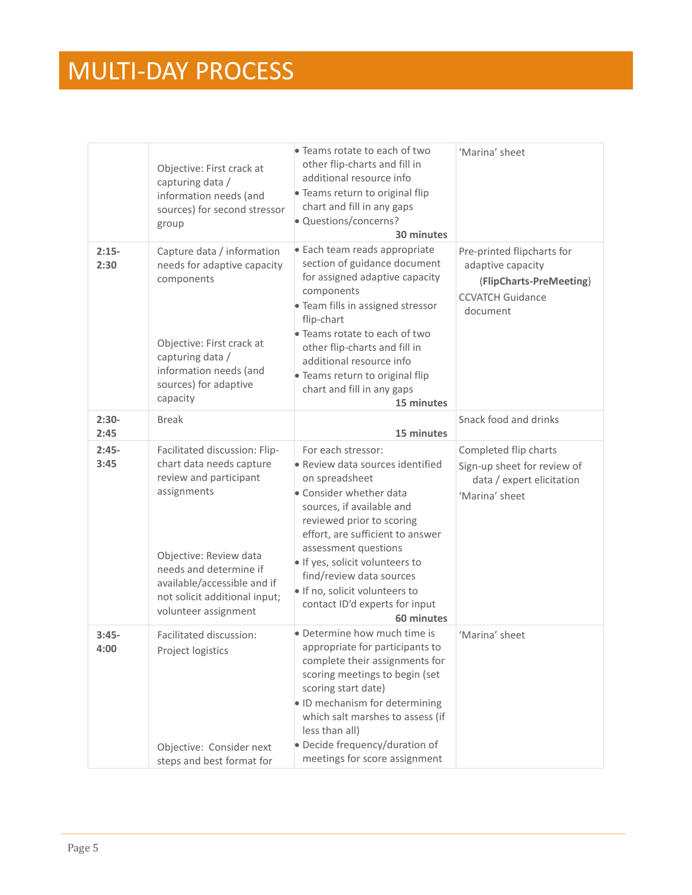# MULTI-DAY PROCESS

| | | | |
|---|---|---|---|
| | Objective: First crack at capturing data / information needs (and sources) for second stressor group | • Teams rotate to each of two other flip-charts and fill in additional resource info<br>• Teams return to original flip chart and fill in any gaps<br>• Questions/concerns?<br>**30 minutes** | 'Marina' sheet |
| **2:15-2:30** | Capture data / information needs for adaptive capacity components<br><br>Objective: First crack at capturing data / information needs (and sources) for adaptive capacity | • Each team reads appropriate section of guidance document for assigned adaptive capacity components<br>• Team fills in assigned stressor flip-chart<br>• Teams rotate to each of two other flip-charts and fill in additional resource info<br>• Teams return to original flip chart and fill in any gaps<br>**15 minutes** | Pre-printed flipcharts for adaptive capacity (**FlipCharts-PreMeeting**)<br>CCVATCH Guidance document |
| **2:30-2:45** | Break | **15 minutes** | Snack food and drinks |
| **2:45-3:45** | Facilitated discussion: Flip-chart data needs capture review and participant assignments<br><br>Objective: Review data needs and determine if available/accessible and if not solicit additional input; volunteer assignment | For each stressor:<br>• Review data sources identified on spreadsheet<br>• Consider whether data sources, if available and reviewed prior to scoring effort, are sufficient to answer assessment questions<br>• If yes, solicit volunteers to find/review data sources<br>• If no, solicit volunteers to contact ID'd experts for input<br>**60 minutes** | Completed flip charts<br>Sign-up sheet for review of data / expert elicitation<br>'Marina' sheet |
| **3:45-4:00** | Facilitated discussion: Project logistics<br><br>Objective: Consider next steps and best format for | • Determine how much time is appropriate for participants to complete their assignments for scoring meetings to begin (set scoring start date)<br>• ID mechanism for determining which salt marshes to assess (if less than all)<br>• Decide frequency/duration of meetings for score assignment | 'Marina' sheet |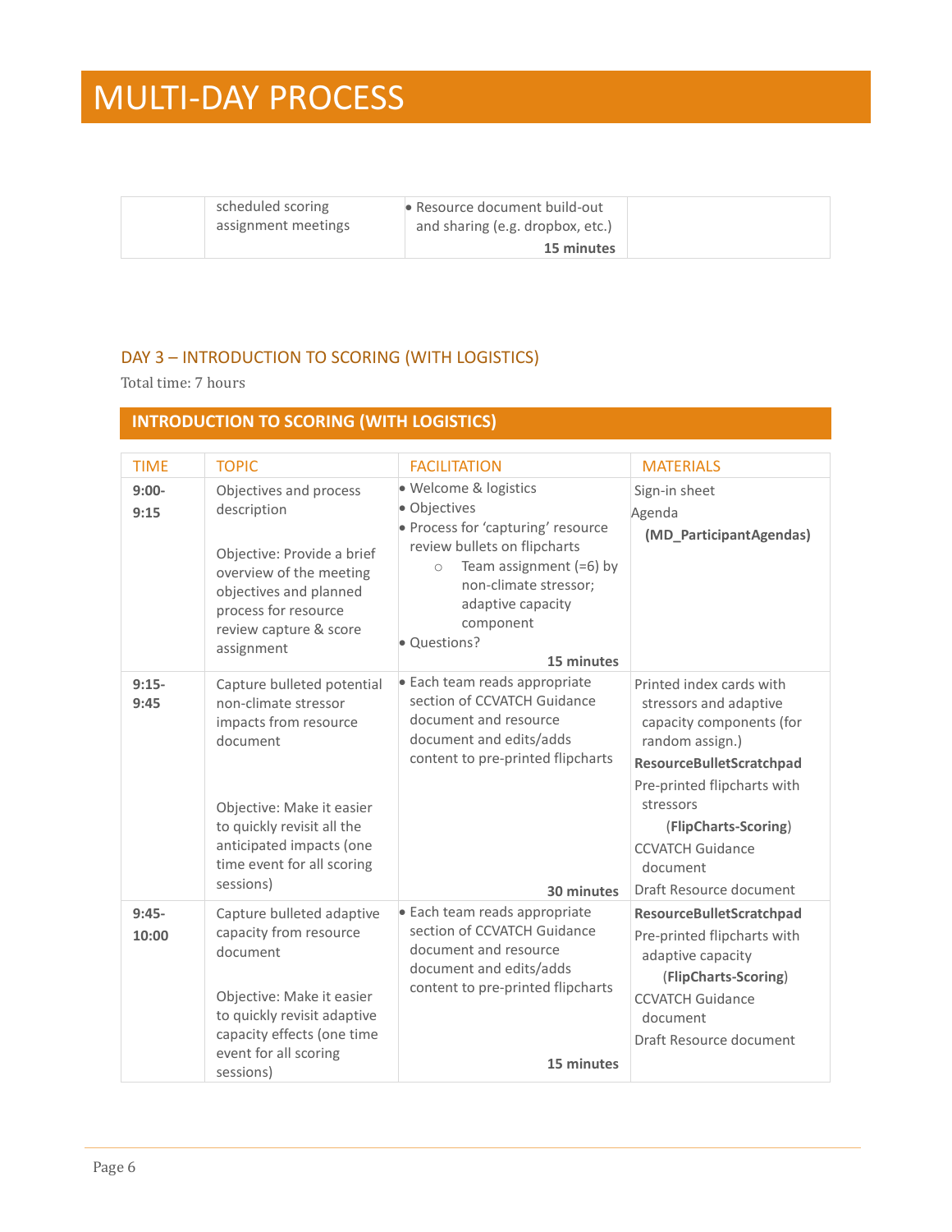| | scheduled scoring assignment meetings | • Resource document build-out and sharing (e.g. dropbox, etc.) **15 minutes** | |
|---|---|---|---|

### DAY 3 – INTRODUCTION TO SCORING (WITH LOGISTICS)

Total time: 7 hours

#### INTRODUCTION TO SCORING (WITH LOGISTICS)

| TIME | TOPIC | FACILITATION | MATERIALS |
|---|---|---|---|
| **9:00-9:15** | Objectives and process description<br><br>Objective: Provide a brief overview of the meeting objectives and planned process for resource review capture & score assignment | • Welcome & logistics<br>• Objectives<br>• Process for 'capturing' resource review bullets on flipcharts<br>&nbsp;&nbsp;○ Team assignment (=6) by non-climate stressor; adaptive capacity component<br>• Questions?<br>**15 minutes** | Sign-in sheet<br>Agenda **(MD_ParticipantAgendas)** |
| **9:15-9:45** | Capture bulleted potential non-climate stressor impacts from resource document<br><br>Objective: Make it easier to quickly revisit all the anticipated impacts (one time event for all scoring sessions) | • Each team reads appropriate section of CCVATCH Guidance document and resource document and edits/adds content to pre-printed flipcharts<br>**30 minutes** | Printed index cards with stressors and adaptive capacity components (for random assign.)<br>**ResourceBulletScratchpad**<br>Pre-printed flipcharts with stressors (**FlipCharts-Scoring**)<br>CCVATCH Guidance document<br>Draft Resource document |
| **9:45-10:00** | Capture bulleted adaptive capacity from resource document<br><br>Objective: Make it easier to quickly revisit adaptive capacity effects (one time event for all scoring sessions) | • Each team reads appropriate section of CCVATCH Guidance document and resource document and edits/adds content to pre-printed flipcharts<br>**15 minutes** | **ResourceBulletScratchpad**<br>Pre-printed flipcharts with adaptive capacity (**FlipCharts-Scoring**)<br>CCVATCH Guidance document<br>Draft Resource document |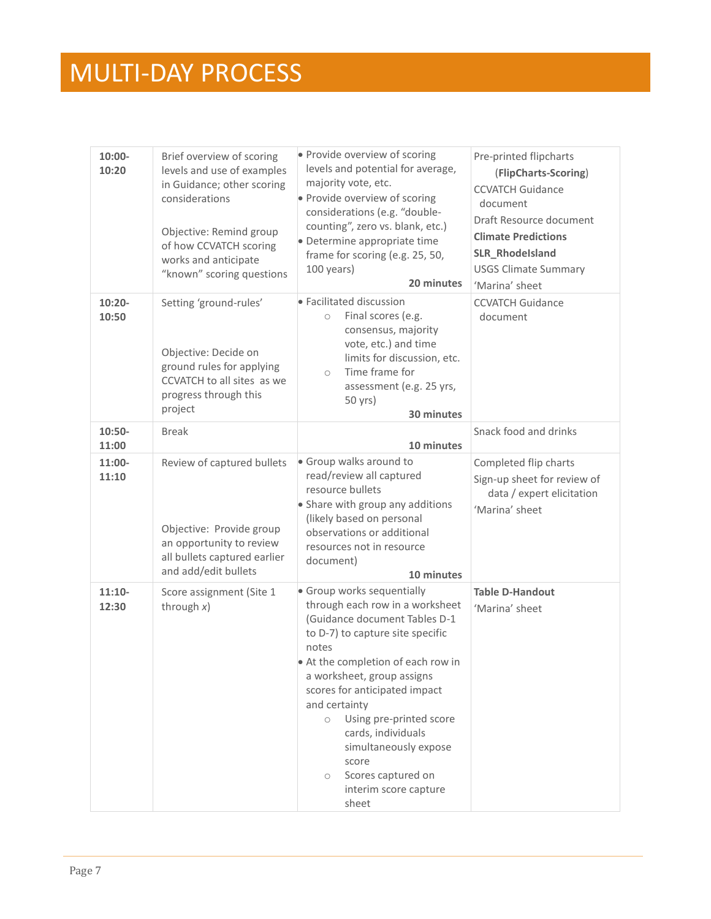# MULTI-DAY PROCESS

| | | | |
|---|---|---|---|
| **10:00-10:20** | Brief overview of scoring levels and use of examples in Guidance; other scoring considerations<br><br>Objective: Remind group of how CCVATCH scoring works and anticipate "known" scoring questions | • Provide overview of scoring levels and potential for average, majority vote, etc.<br>• Provide overview of scoring considerations (e.g. "double-counting", zero vs. blank, etc.)<br>• Determine appropriate time frame for scoring (e.g. 25, 50, 100 years)<br>**20 minutes** | Pre-printed flipcharts (**FlipCharts-Scoring**)<br>CCVATCH Guidance document<br>Draft Resource document<br>**Climate Predictions**<br>**SLR_RhodeIsland**<br>USGS Climate Summary<br>'Marina' sheet |
| **10:20-10:50** | Setting 'ground-rules'<br><br>Objective: Decide on ground rules for applying CCVATCH to all sites as we progress through this project | • Facilitated discussion<br>  ○ Final scores (e.g. consensus, majority vote, etc.) and time limits for discussion, etc.<br>  ○ Time frame for assessment (e.g. 25 yrs, 50 yrs)<br>**30 minutes** | CCVATCH Guidance document |
| **10:50-11:00** | Break | **10 minutes** | Snack food and drinks |
| **11:00-11:10** | Review of captured bullets<br><br>Objective: Provide group an opportunity to review all bullets captured earlier and add/edit bullets | • Group walks around to read/review all captured resource bullets<br>• Share with group any additions (likely based on personal observations or additional resources not in resource document)<br>**10 minutes** | Completed flip charts<br>Sign-up sheet for review of data / expert elicitation<br>'Marina' sheet |
| **11:10-12:30** | Score assignment (Site 1 through *x*) | • Group works sequentially through each row in a worksheet (Guidance document Tables D-1 to D-7) to capture site specific notes<br>• At the completion of each row in a worksheet, group assigns scores for anticipated impact and certainty<br>  ○ Using pre-printed score cards, individuals simultaneously expose score<br>  ○ Scores captured on interim score capture sheet | **Table D-Handout**<br>'Marina' sheet |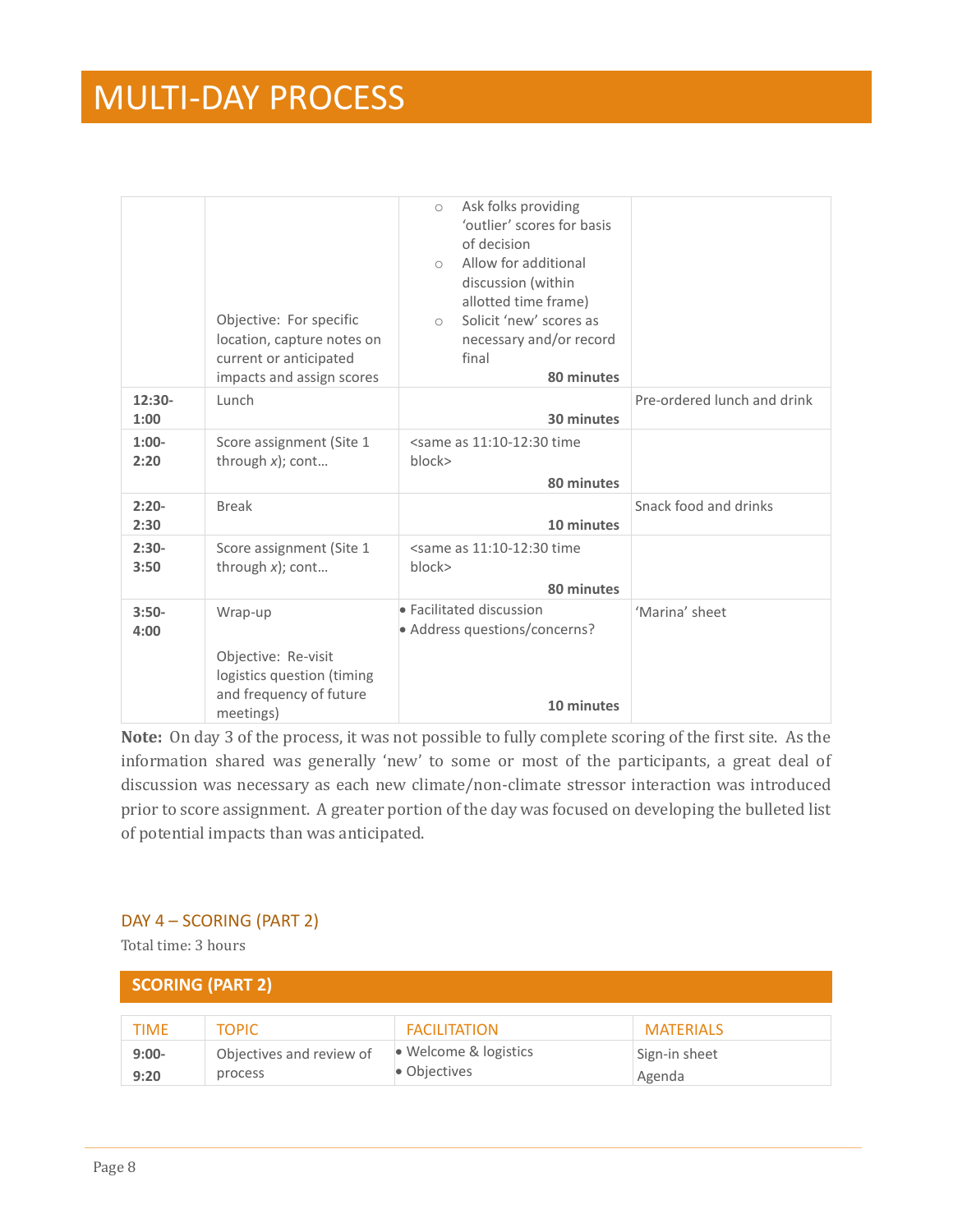# MULTI-DAY PROCESS

| | | | |
|---|---|---|---|
| | Objective: For specific location, capture notes on current or anticipated impacts and assign scores | ○ Ask folks providing 'outlier' scores for basis of decision<br>○ Allow for additional discussion (within allotted time frame)<br>○ Solicit 'new' scores as necessary and/or record final<br>**80 minutes** | |
| **12:30-1:00** | Lunch | **30 minutes** | Pre-ordered lunch and drink |
| **1:00-2:20** | Score assignment (Site 1 through *x*); cont… | <same as 11:10-12:30 time block><br>**80 minutes** | |
| **2:20-2:30** | Break | **10 minutes** | Snack food and drinks |
| **2:30-3:50** | Score assignment (Site 1 through *x*); cont… | <same as 11:10-12:30 time block><br>**80 minutes** | |
| **3:50-4:00** | Wrap-up<br><br>Objective: Re-visit logistics question (timing and frequency of future meetings) | • Facilitated discussion<br>• Address questions/concerns?<br>**10 minutes** | 'Marina' sheet |

**Note:** On day 3 of the process, it was not possible to fully complete scoring of the first site. As the information shared was generally 'new' to some or most of the participants, a great deal of discussion was necessary as each new climate/non-climate stressor interaction was introduced prior to score assignment. A greater portion of the day was focused on developing the bulleted list of potential impacts than was anticipated.

## DAY 4 – SCORING (PART 2)

Total time: 3 hours

### SCORING (PART 2)

| TIME | TOPIC | FACILITATION | MATERIALS |
|---|---|---|---|
| **9:00-9:20** | Objectives and review of process | • Welcome & logistics<br>• Objectives | Sign-in sheet<br>Agenda |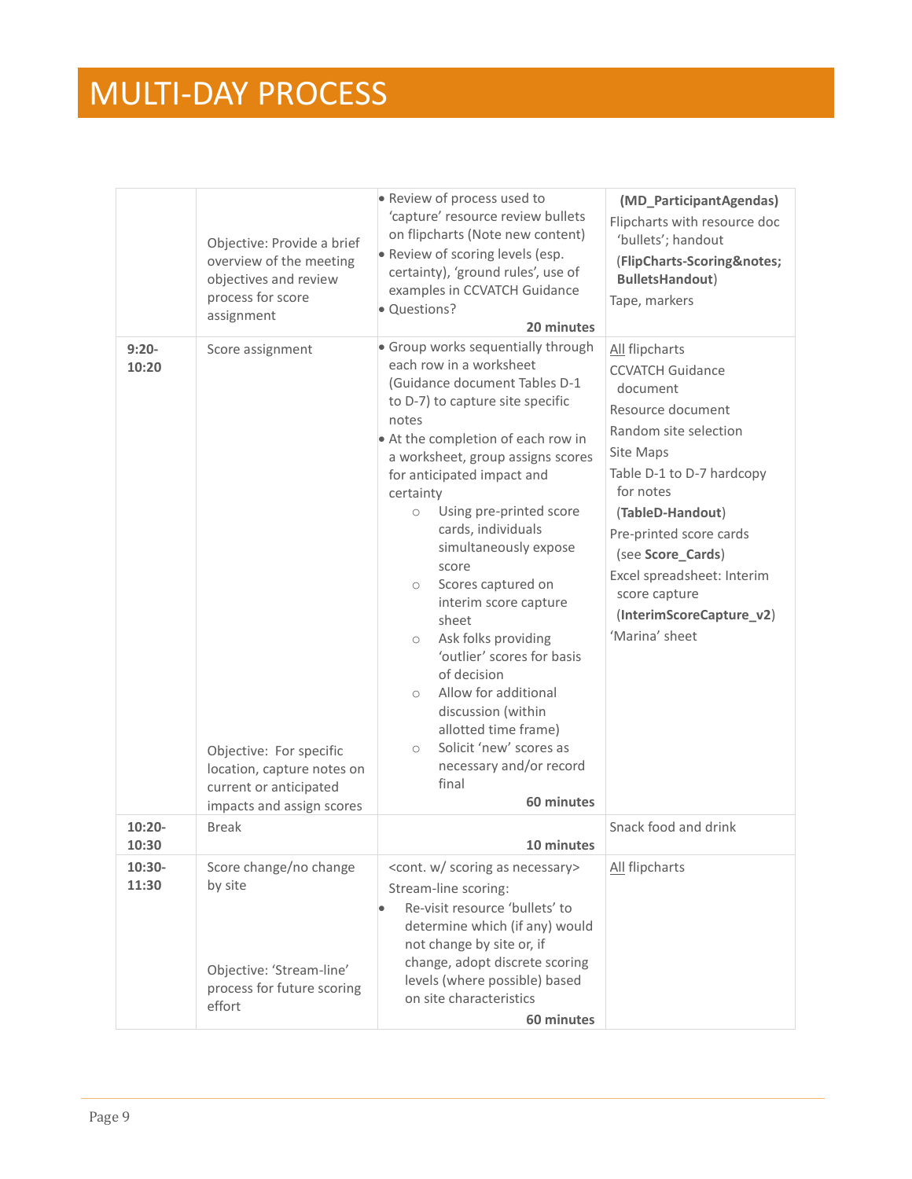# MULTI-DAY PROCESS

| | | | |
|---|---|---|---|
| | Objective: Provide a brief overview of the meeting objectives and review process for score assignment | • Review of process used to 'capture' resource review bullets on flipcharts (Note new content)<br>• Review of scoring levels (esp. certainty), 'ground rules', use of examples in CCVATCH Guidance<br>• Questions?<br>**20 minutes** | **(MD_ParticipantAgendas)**<br>Flipcharts with resource doc 'bullets'; handout<br>**(FlipCharts-Scoring&notes; BulletsHandout)**<br>Tape, markers |
| **9:20-10:20** | Score assignment<br><br>Objective: For specific location, capture notes on current or anticipated impacts and assign scores | • Group works sequentially through each row in a worksheet (Guidance document Tables D-1 to D-7) to capture site specific notes<br>• At the completion of each row in a worksheet, group assigns scores for anticipated impact and certainty<br>○ Using pre-printed score cards, individuals simultaneously expose score<br>○ Scores captured on interim score capture sheet<br>○ Ask folks providing 'outlier' scores for basis of decision<br>○ Allow for additional discussion (within allotted time frame)<br>○ Solicit 'new' scores as necessary and/or record final<br>**60 minutes** | All flipcharts<br>CCVATCH Guidance document<br>Resource document<br>Random site selection<br>Site Maps<br>Table D-1 to D-7 hardcopy for notes<br>(**TableD-Handout**)<br>Pre-printed score cards (see **Score_Cards**)<br>Excel spreadsheet: Interim score capture<br>(**InterimScoreCapture_v2**)<br>'Marina' sheet |
| **10:20-10:30** | Break | **10 minutes** | Snack food and drink |
| **10:30-11:30** | Score change/no change by site<br><br>Objective: 'Stream-line' process for future scoring effort | <cont. w/ scoring as necessary><br>Stream-line scoring:<br>• Re-visit resource 'bullets' to determine which (if any) would not change by site or, if change, adopt discrete scoring levels (where possible) based on site characteristics<br>**60 minutes** | All flipcharts |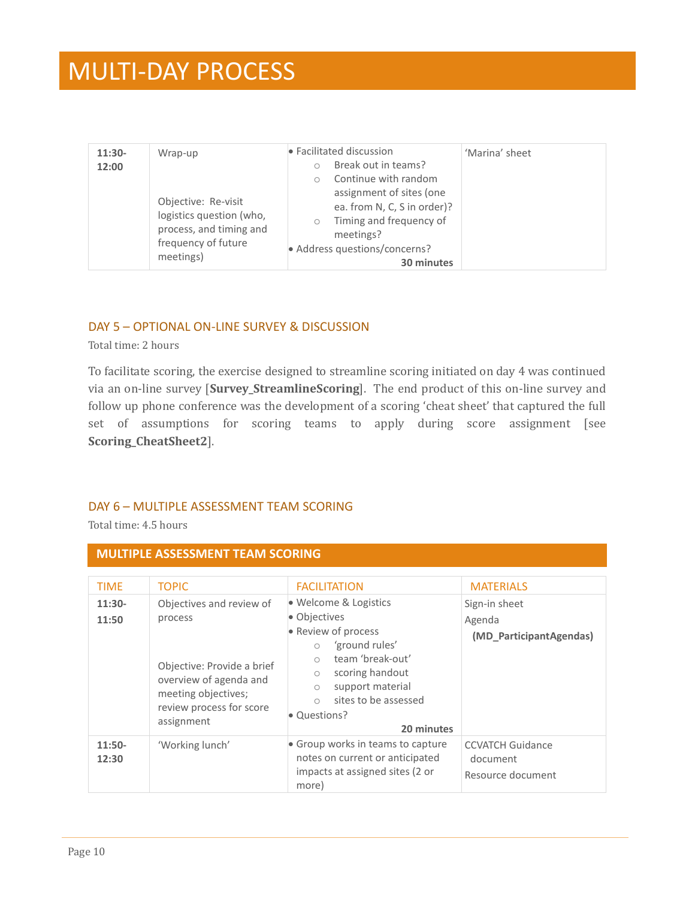# MULTI-DAY PROCESS

| | | | |
|---|---|---|---|
| **11:30-12:00** | Wrap-up<br><br>Objective: Re-visit logistics question (who, process, and timing and frequency of future meetings) | • Facilitated discussion<br>○ Break out in teams?<br>○ Continue with random assignment of sites (one ea. from N, C, S in order)?<br>○ Timing and frequency of meetings?<br>• Address questions/concerns?<br>**30 minutes** | 'Marina' sheet |

### DAY 5 – OPTIONAL ON-LINE SURVEY & DISCUSSION

Total time: 2 hours

To facilitate scoring, the exercise designed to streamline scoring initiated on day 4 was continued via an on-line survey [**Survey_StreamlineScoring**]. The end product of this on-line survey and follow up phone conference was the development of a scoring 'cheat sheet' that captured the full set of assumptions for scoring teams to apply during score assignment [see **Scoring_CheatSheet2**].

### DAY 6 – MULTIPLE ASSESSMENT TEAM SCORING

Total time: 4.5 hours

**MULTIPLE ASSESSMENT TEAM SCORING**

| TIME | TOPIC | FACILITATION | MATERIALS |
|---|---|---|---|
| **11:30-11:50** | Objectives and review of process<br><br>Objective: Provide a brief overview of agenda and meeting objectives; review process for score assignment | • Welcome & Logistics<br>• Objectives<br>• Review of process<br>○ 'ground rules'<br>○ team 'break-out'<br>○ scoring handout<br>○ support material<br>○ sites to be assessed<br>• Questions?<br>**20 minutes** | Sign-in sheet<br>Agenda **(MD_ParticipantAgendas)** |
| **11:50-12:30** | 'Working lunch' | • Group works in teams to capture notes on current or anticipated impacts at assigned sites (2 or more) | CCVATCH Guidance document<br>Resource document |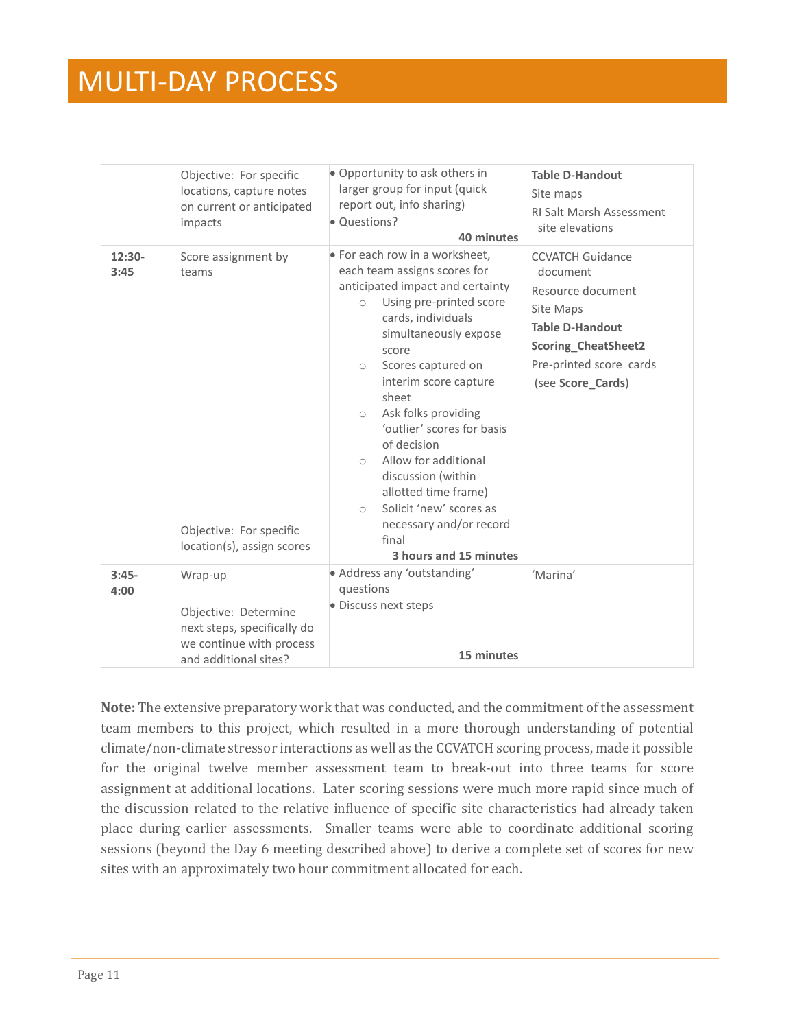# MULTI-DAY PROCESS

| | | | |
|---|---|---|---|
| | Objective: For specific locations, capture notes on current or anticipated impacts | • Opportunity to ask others in larger group for input (quick report out, info sharing)<br>• Questions?<br>**40 minutes** | **Table D-Handout**<br>Site maps<br>RI Salt Marsh Assessment site elevations |
| **12:30-3:45** | Score assignment by teams<br><br>Objective: For specific location(s), assign scores | • For each row in a worksheet, each team assigns scores for anticipated impact and certainty<br>○ Using pre-printed score cards, individuals simultaneously expose score<br>○ Scores captured on interim score capture sheet<br>○ Ask folks providing 'outlier' scores for basis of decision<br>○ Allow for additional discussion (within allotted time frame)<br>○ Solicit 'new' scores as necessary and/or record final<br>**3 hours and 15 minutes** | CCVATCH Guidance document<br>Resource document<br>Site Maps<br>**Table D-Handout**<br>**Scoring_CheatSheet2**<br>Pre-printed score cards (see **Score_Cards**) |
| **3:45-4:00** | Wrap-up<br><br>Objective: Determine next steps, specifically do we continue with process and additional sites? | • Address any 'outstanding' questions<br>• Discuss next steps<br>**15 minutes** | 'Marina' |

**Note:** The extensive preparatory work that was conducted, and the commitment of the assessment team members to this project, which resulted in a more thorough understanding of potential climate/non-climate stressor interactions as well as the CCVATCH scoring process, made it possible for the original twelve member assessment team to break-out into three teams for score assignment at additional locations. Later scoring sessions were much more rapid since much of the discussion related to the relative influence of specific site characteristics had already taken place during earlier assessments. Smaller teams were able to coordinate additional scoring sessions (beyond the Day 6 meeting described above) to derive a complete set of scores for new sites with an approximately two hour commitment allocated for each.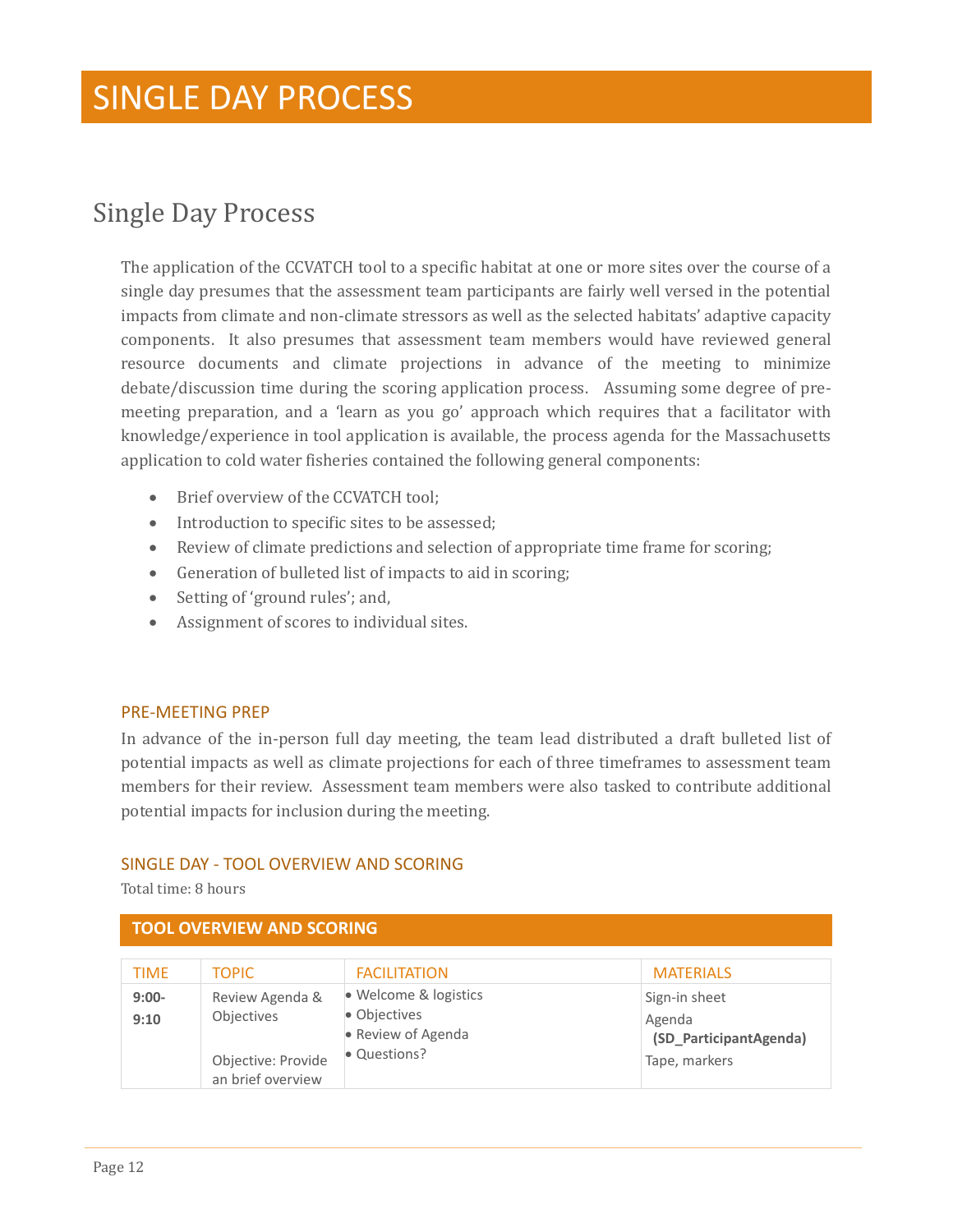# SINGLE DAY PROCESS

## Single Day Process

The application of the CCVATCH tool to a specific habitat at one or more sites over the course of a single day presumes that the assessment team participants are fairly well versed in the potential impacts from climate and non-climate stressors as well as the selected habitats' adaptive capacity components. It also presumes that assessment team members would have reviewed general resource documents and climate projections in advance of the meeting to minimize debate/discussion time during the scoring application process. Assuming some degree of pre-meeting preparation, and a 'learn as you go' approach which requires that a facilitator with knowledge/experience in tool application is available, the process agenda for the Massachusetts application to cold water fisheries contained the following general components:

- Brief overview of the CCVATCH tool;
- Introduction to specific sites to be assessed;
- Review of climate predictions and selection of appropriate time frame for scoring;
- Generation of bulleted list of impacts to aid in scoring;
- Setting of 'ground rules'; and,
- Assignment of scores to individual sites.

### PRE-MEETING PREP

In advance of the in-person full day meeting, the team lead distributed a draft bulleted list of potential impacts as well as climate projections for each of three timeframes to assessment team members for their review. Assessment team members were also tasked to contribute additional potential impacts for inclusion during the meeting.

### SINGLE DAY - TOOL OVERVIEW AND SCORING

Total time: 8 hours

**TOOL OVERVIEW AND SCORING**

| TIME | TOPIC | FACILITATION | MATERIALS |
|---|---|---|---|
| **9:00-9:10** | Review Agenda & Objectives<br><br>Objective: Provide an brief overview | • Welcome & logistics<br>• Objectives<br>• Review of Agenda<br>• Questions? | Sign-in sheet<br>Agenda **(SD_ParticipantAgenda)**<br>Tape, markers |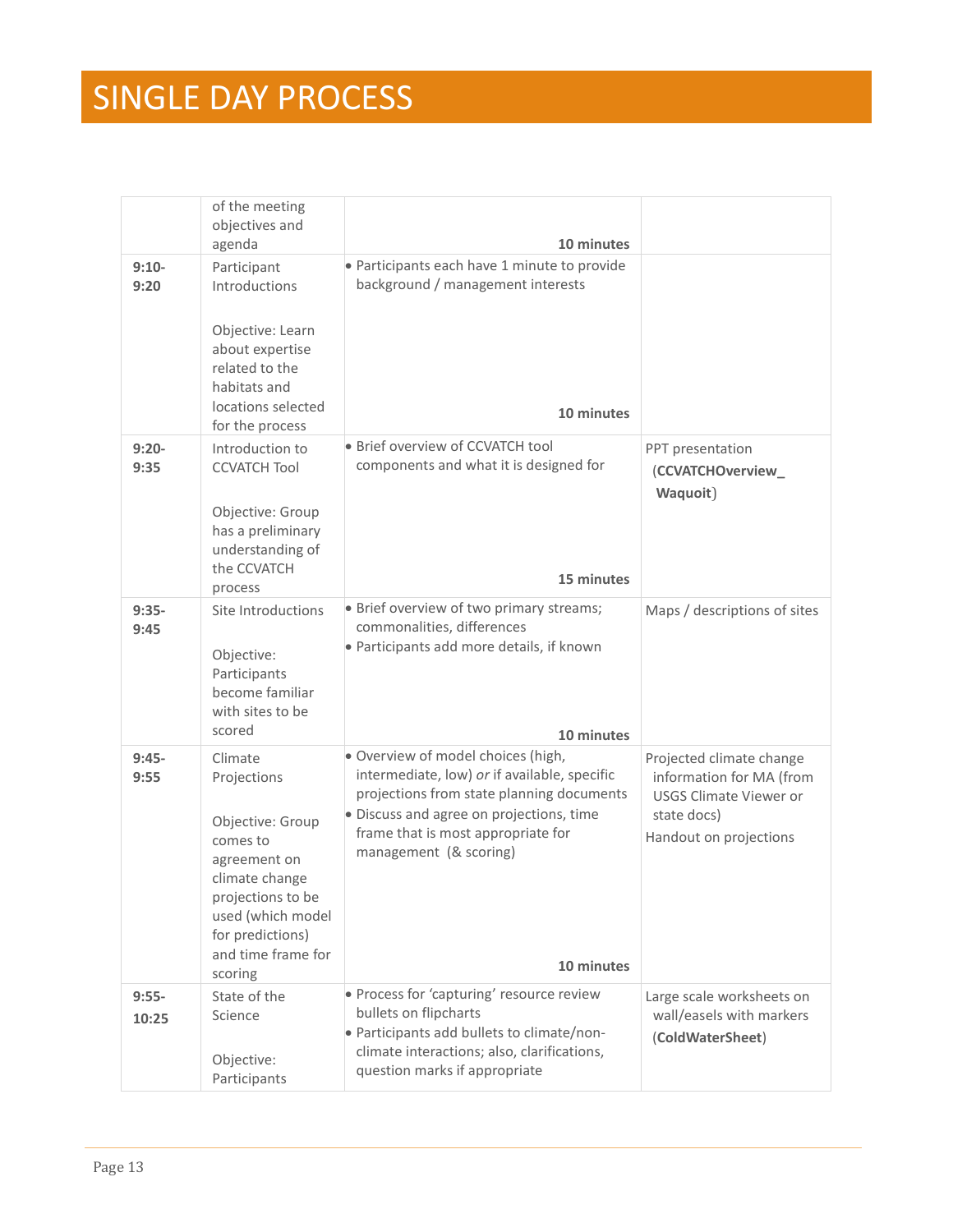# SINGLE DAY PROCESS

| | | | |
|---|---|---|---|
| | of the meeting objectives and agenda | **10 minutes** | |
| **9:10-9:20** | Participant Introductions<br><br>Objective: Learn about expertise related to the habitats and locations selected for the process | • Participants each have 1 minute to provide background / management interests<br><br>**10 minutes** | |
| **9:20-9:35** | Introduction to CCVATCH Tool<br><br>Objective: Group has a preliminary understanding of the CCVATCH process | • Brief overview of CCVATCH tool components and what it is designed for<br><br>**15 minutes** | PPT presentation (**CCVATCHOverview_ Waquoit**) |
| **9:35-9:45** | Site Introductions<br><br>Objective: Participants become familiar with sites to be scored | • Brief overview of two primary streams; commonalities, differences<br>• Participants add more details, if known<br><br>**10 minutes** | Maps / descriptions of sites |
| **9:45-9:55** | Climate Projections<br><br>Objective: Group comes to agreement on climate change projections to be used (which model for predictions) and time frame for scoring | • Overview of model choices (high, intermediate, low) *or* if available, specific projections from state planning documents<br>• Discuss and agree on projections, time frame that is most appropriate for management (& scoring)<br><br>**10 minutes** | Projected climate change information for MA (from USGS Climate Viewer or state docs)<br>Handout on projections |
| **9:55-10:25** | State of the Science<br><br>Objective: Participants | • Process for 'capturing' resource review bullets on flipcharts<br>• Participants add bullets to climate/non-climate interactions; also, clarifications, question marks if appropriate | Large scale worksheets on wall/easels with markers (**ColdWaterSheet**) |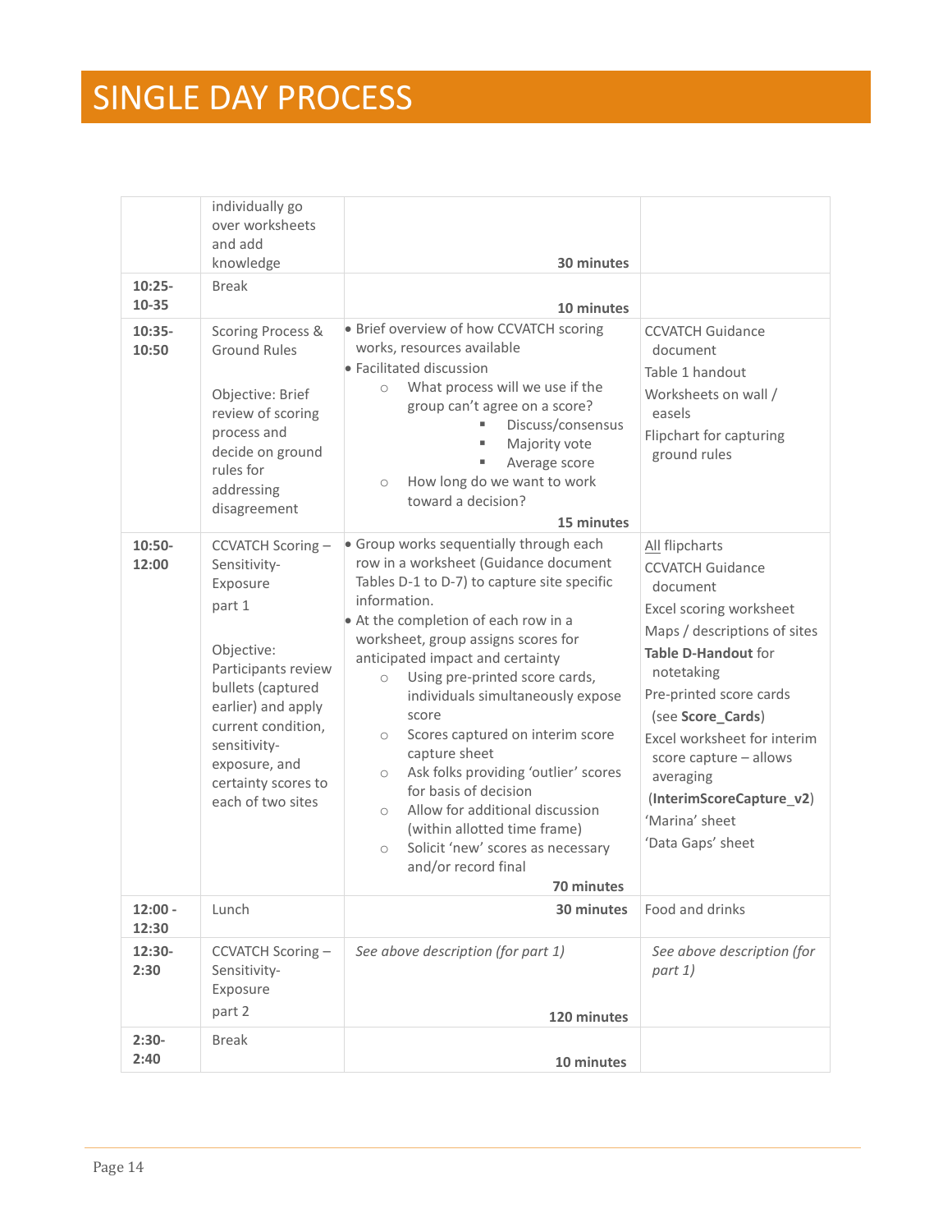# SINGLE DAY PROCESS

| | | | |
|---|---|---|---|
| | individually go over worksheets and add knowledge | **30 minutes** | |
| **10:25-10-35** | Break | **10 minutes** | |
| **10:35-10:50** | Scoring Process & Ground Rules<br><br>Objective: Brief review of scoring process and decide on ground rules for addressing disagreement | • Brief overview of how CCVATCH scoring works, resources available<br>• Facilitated discussion<br>○ What process will we use if the group can't agree on a score?<br>▪ Discuss/consensus<br>▪ Majority vote<br>▪ Average score<br>○ How long do we want to work toward a decision?<br>**15 minutes** | CCVATCH Guidance document<br>Table 1 handout<br>Worksheets on wall / easels<br>Flipchart for capturing ground rules |
| **10:50-12:00** | CCVATCH Scoring – Sensitivity-Exposure<br>part 1<br><br>Objective: Participants review bullets (captured earlier) and apply current condition, sensitivity-exposure, and certainty scores to each of two sites | • Group works sequentially through each row in a worksheet (Guidance document Tables D-1 to D-7) to capture site specific information.<br>• At the completion of each row in a worksheet, group assigns scores for anticipated impact and certainty<br>○ Using pre-printed score cards, individuals simultaneously expose score<br>○ Scores captured on interim score capture sheet<br>○ Ask folks providing 'outlier' scores for basis of decision<br>○ Allow for additional discussion (within allotted time frame)<br>○ Solicit 'new' scores as necessary and/or record final<br>**70 minutes** | <u>All</u> flipcharts<br>CCVATCH Guidance document<br>Excel scoring worksheet<br>Maps / descriptions of sites<br>**Table D-Handout** for notetaking<br>Pre-printed score cards (see **Score_Cards**)<br>Excel worksheet for interim score capture – allows averaging (**InterimScoreCapture_v2**)<br>'Marina' sheet<br>'Data Gaps' sheet |
| **12:00 - 12:30** | Lunch | **30 minutes** | Food and drinks |
| **12:30-2:30** | CCVATCH Scoring – Sensitivity-Exposure<br>part 2 | *See above description (for part 1)*<br>**120 minutes** | *See above description (for part 1)* |
| **2:30-2:40** | Break | **10 minutes** | |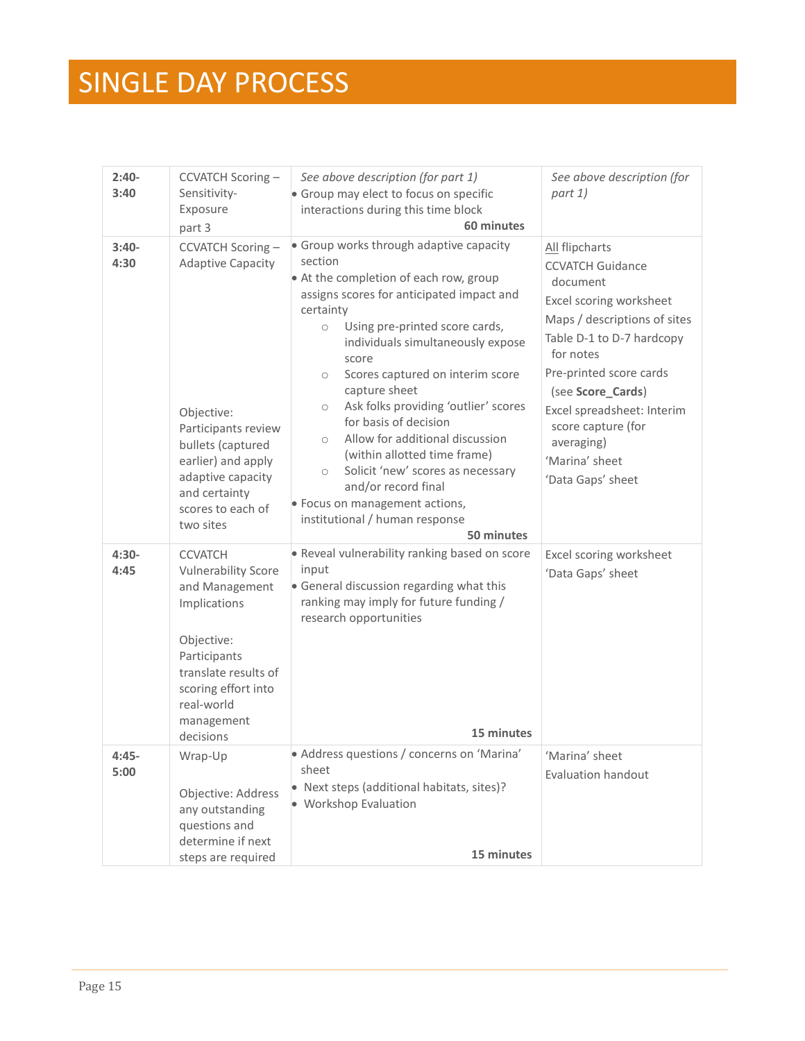# SINGLE DAY PROCESS

| | | | |
|---|---|---|---|
| **2:40-3:40** | CCVATCH Scoring – Sensitivity-Exposure part 3 | *See above description (for part 1)*<br>• Group may elect to focus on specific interactions during this time block<br>**60 minutes** | *See above description (for part 1)* |
| **3:40-4:30** | CCVATCH Scoring – Adaptive Capacity<br><br>Objective: Participants review bullets (captured earlier) and apply adaptive capacity and certainty scores to each of two sites | • Group works through adaptive capacity section<br>• At the completion of each row, group assigns scores for anticipated impact and certainty<br>○ Using pre-printed score cards, individuals simultaneously expose score<br>○ Scores captured on interim score capture sheet<br>○ Ask folks providing 'outlier' scores for basis of decision<br>○ Allow for additional discussion (within allotted time frame)<br>○ Solicit 'new' scores as necessary and/or record final<br>• Focus on management actions, institutional / human response<br>**50 minutes** | All flipcharts<br>CCVATCH Guidance document<br>Excel scoring worksheet<br>Maps / descriptions of sites<br>Table D-1 to D-7 hardcopy for notes<br>Pre-printed score cards (see **Score_Cards**)<br>Excel spreadsheet: Interim score capture (for averaging)<br>'Marina' sheet<br>'Data Gaps' sheet |
| **4:30-4:45** | CCVATCH Vulnerability Score and Management Implications<br><br>Objective: Participants translate results of scoring effort into real-world management decisions | • Reveal vulnerability ranking based on score input<br>• General discussion regarding what this ranking may imply for future funding / research opportunities<br>**15 minutes** | Excel scoring worksheet<br>'Data Gaps' sheet |
| **4:45-5:00** | Wrap-Up<br><br>Objective: Address any outstanding questions and determine if next steps are required | • Address questions / concerns on 'Marina' sheet<br>• Next steps (additional habitats, sites)?<br>• Workshop Evaluation<br>**15 minutes** | 'Marina' sheet<br>Evaluation handout |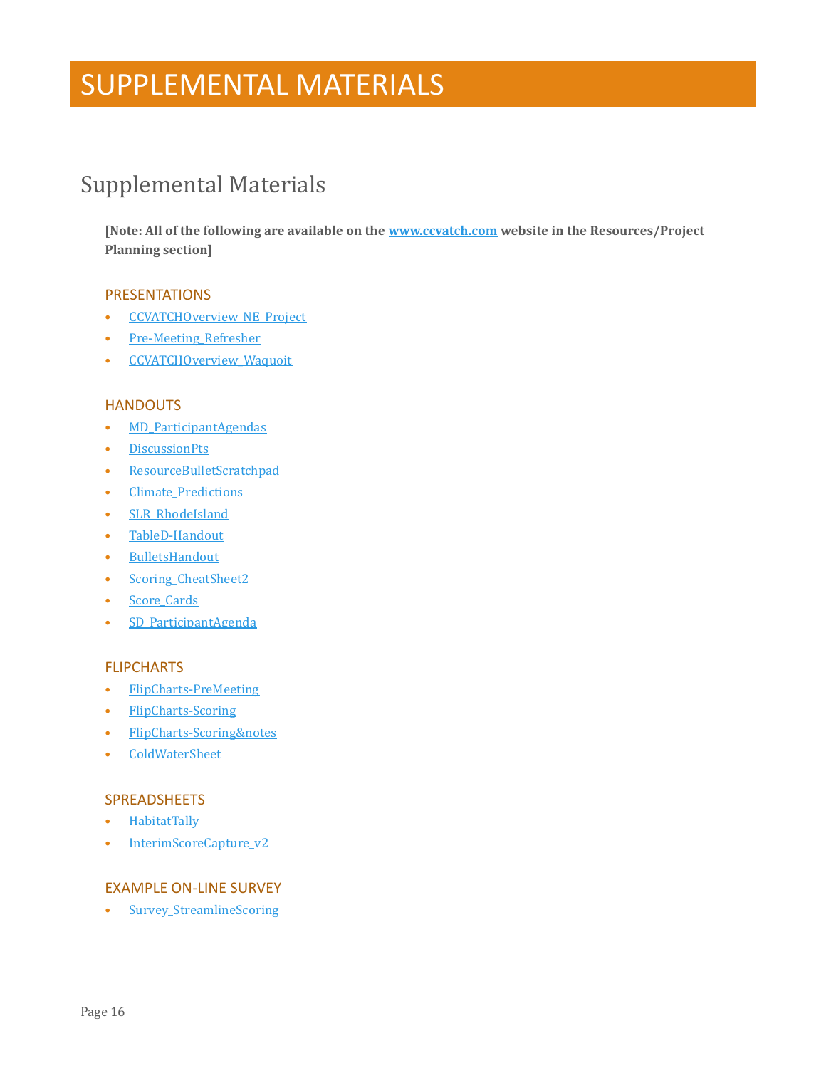# SUPPLEMENTAL MATERIALS

## Supplemental Materials

**[Note: All of the following are available on the [www.ccvatch.com](http://www.ccvatch.com) website in the Resources/Project Planning section]**

### PRESENTATIONS

- CCVATCHOverview_NE_Project
- Pre-Meeting_Refresher
- CCVATCHOverview_Waquoit

### HANDOUTS

- MD_ParticipantAgendas
- DiscussionPts
- ResourceBulletScratchpad
- Climate_Predictions
- SLR_RhodeIsland
- TableD-Handout
- BulletsHandout
- Scoring_CheatSheet2
- Score_Cards
- SD_ParticipantAgenda

### FLIPCHARTS

- FlipCharts-PreMeeting
- FlipCharts-Scoring
- FlipCharts-Scoring&notes
- ColdWaterSheet

### SPREADSHEETS

- HabitatTally
- InterimScoreCapture_v2

### EXAMPLE ON-LINE SURVEY

- Survey_StreamlineScoring